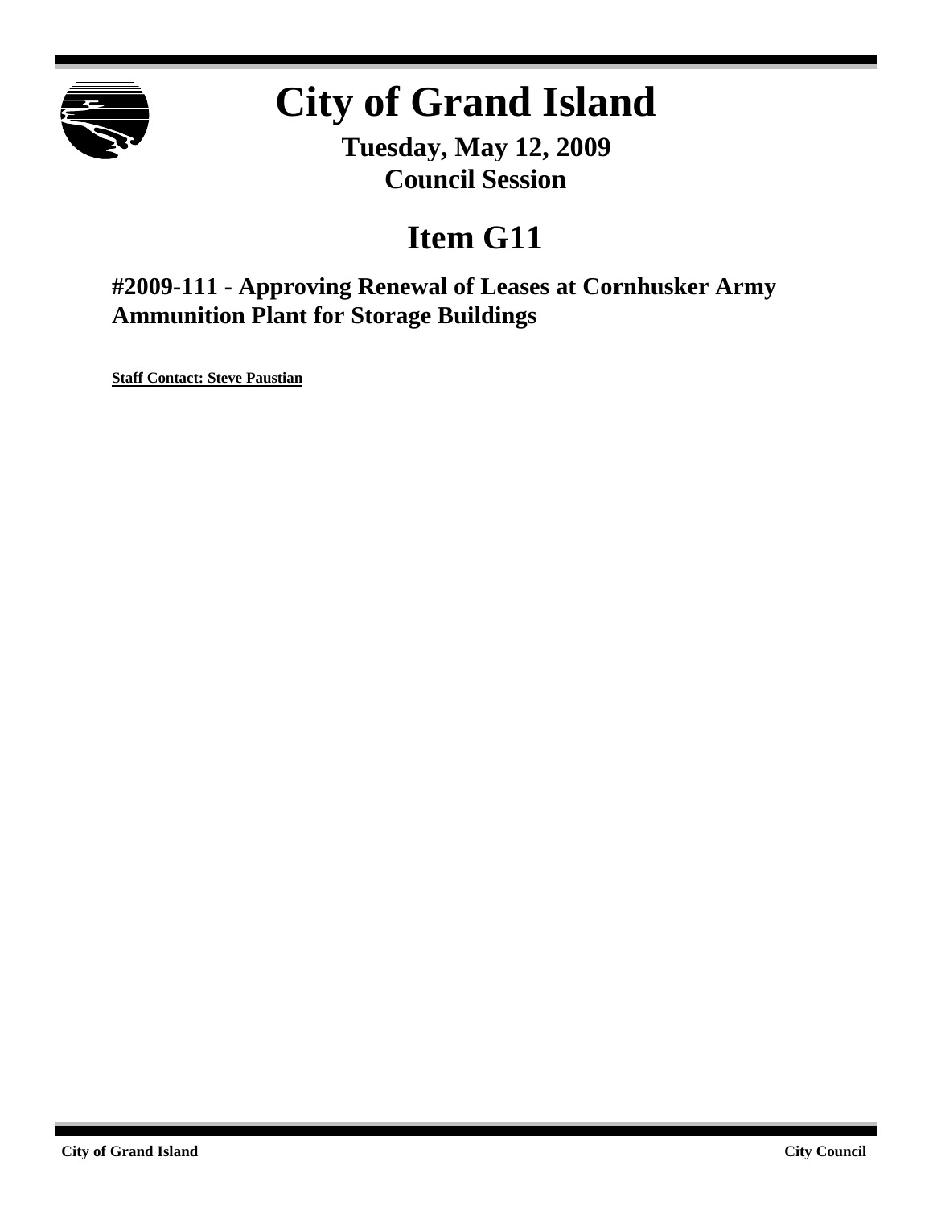# City of Grand Island

**Tuesday, May 12, 2009**
**Council Session**

## Item G11

### #2009-111 - Approving Renewal of Leases at Cornhusker Army Ammunition Plant for Storage Buildings

**Staff Contact: Steve Paustian**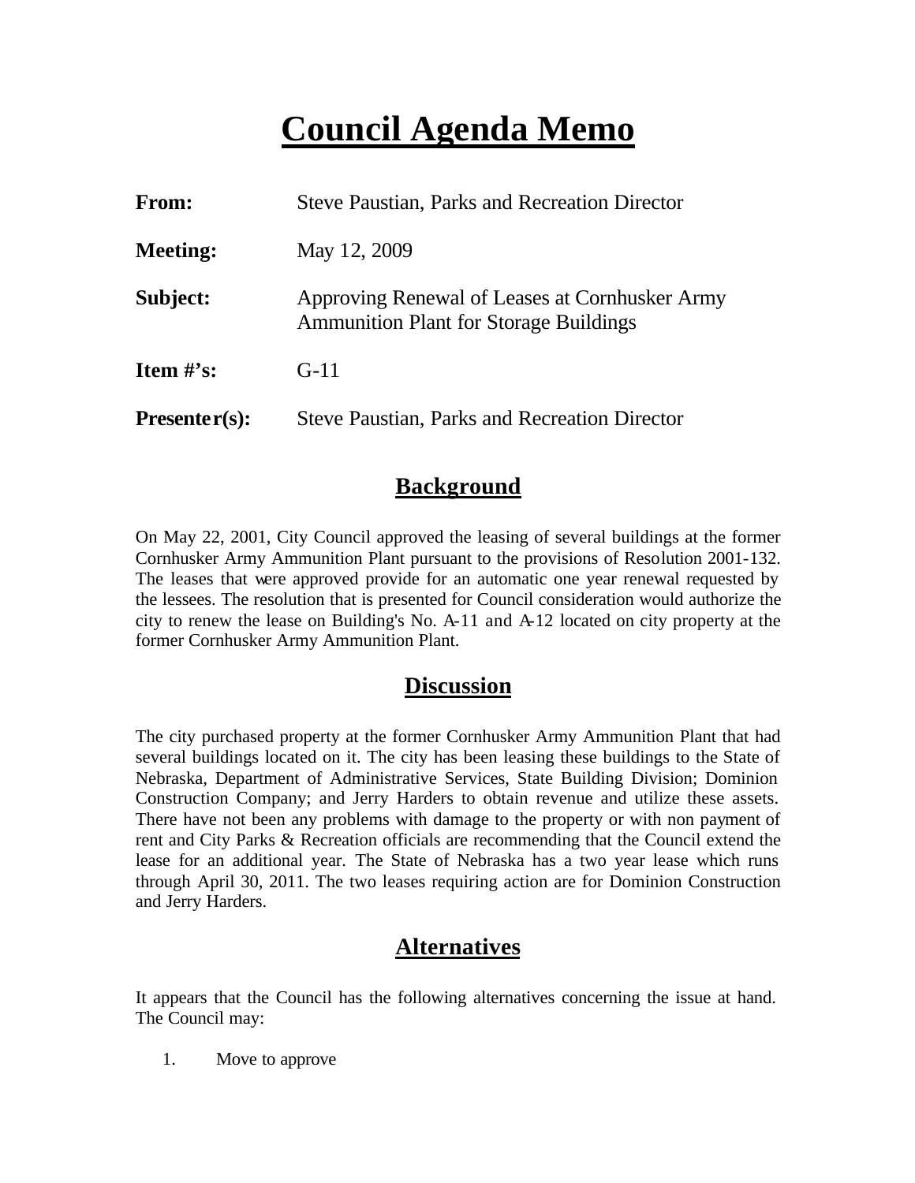# Council Agenda Memo

| | |
|---|---|
| **From:** | Steve Paustian, Parks and Recreation Director |
| **Meeting:** | May 12, 2009 |
| **Subject:** | Approving Renewal of Leases at Cornhusker Army Ammunition Plant for Storage Buildings |
| **Item #'s:** | G-11 |
| **Presenter(s):** | Steve Paustian, Parks and Recreation Director |

## Background

On May 22, 2001, City Council approved the leasing of several buildings at the former Cornhusker Army Ammunition Plant pursuant to the provisions of Resolution 2001-132. The leases that were approved provide for an automatic one year renewal requested by the lessees. The resolution that is presented for Council consideration would authorize the city to renew the lease on Building's No. A-11 and A-12 located on city property at the former Cornhusker Army Ammunition Plant.

## Discussion

The city purchased property at the former Cornhusker Army Ammunition Plant that had several buildings located on it. The city has been leasing these buildings to the State of Nebraska, Department of Administrative Services, State Building Division; Dominion Construction Company; and Jerry Harders to obtain revenue and utilize these assets. There have not been any problems with damage to the property or with non payment of rent and City Parks & Recreation officials are recommending that the Council extend the lease for an additional year. The State of Nebraska has a two year lease which runs through April 30, 2011. The two leases requiring action are for Dominion Construction and Jerry Harders.

## Alternatives

It appears that the Council has the following alternatives concerning the issue at hand. The Council may:

1. Move to approve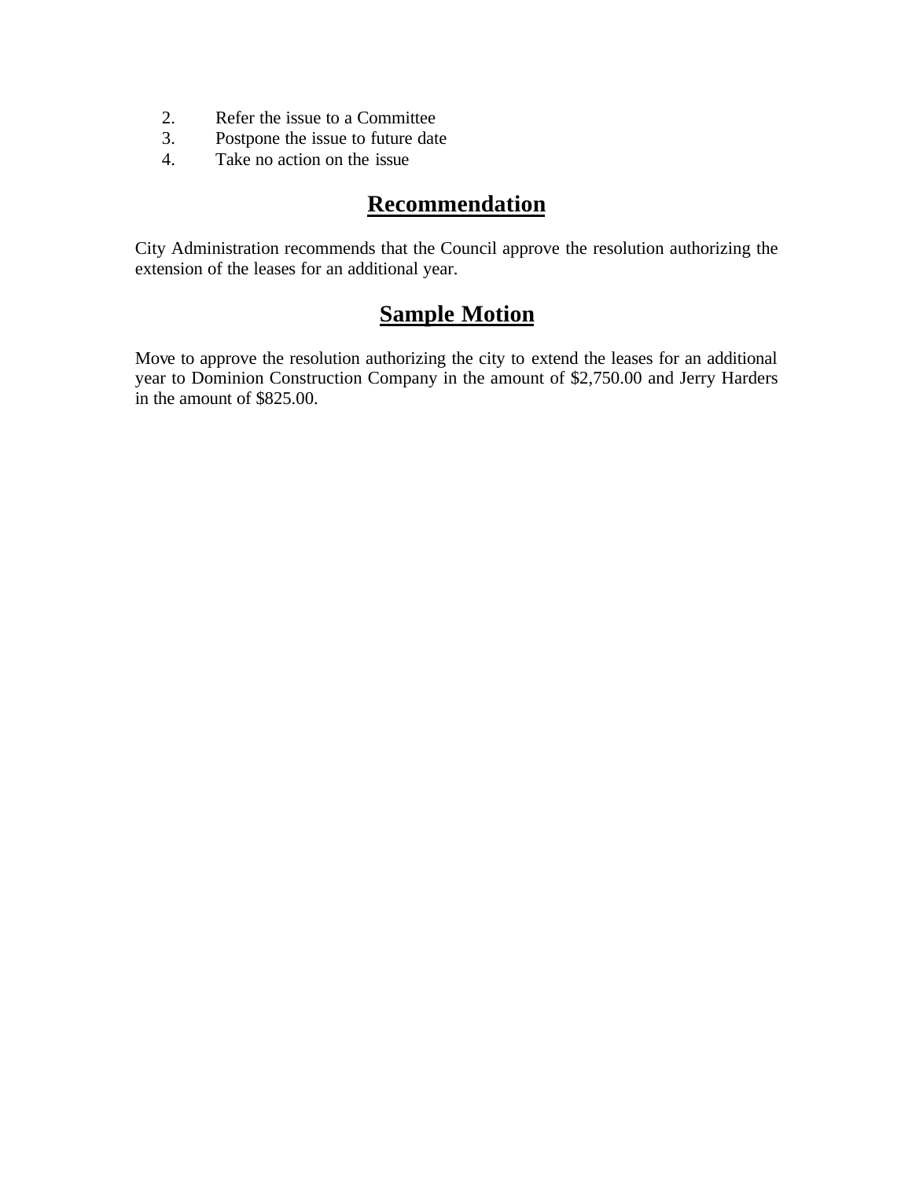2. Refer the issue to a Committee
3. Postpone the issue to future date
4. Take no action on the issue

## Recommendation

City Administration recommends that the Council approve the resolution authorizing the extension of the leases for an additional year.

## Sample Motion

Move to approve the resolution authorizing the city to extend the leases for an additional year to Dominion Construction Company in the amount of $2,750.00 and Jerry Harders in the amount of $825.00.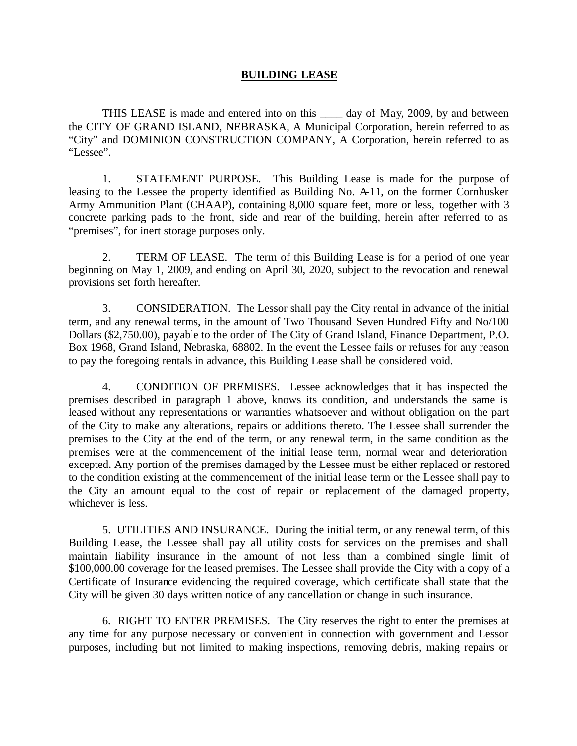**BUILDING LEASE**

THIS LEASE is made and entered into on this ____ day of May, 2009, by and between the CITY OF GRAND ISLAND, NEBRASKA, A Municipal Corporation, herein referred to as "City" and DOMINION CONSTRUCTION COMPANY, A Corporation, herein referred to as "Lessee".

1. STATEMENT PURPOSE. This Building Lease is made for the purpose of leasing to the Lessee the property identified as Building No. A-11, on the former Cornhusker Army Ammunition Plant (CHAAP), containing 8,000 square feet, more or less, together with 3 concrete parking pads to the front, side and rear of the building, herein after referred to as "premises", for inert storage purposes only.

2. TERM OF LEASE. The term of this Building Lease is for a period of one year beginning on May 1, 2009, and ending on April 30, 2020, subject to the revocation and renewal provisions set forth hereafter.

3. CONSIDERATION. The Lessor shall pay the City rental in advance of the initial term, and any renewal terms, in the amount of Two Thousand Seven Hundred Fifty and No/100 Dollars ($2,750.00), payable to the order of The City of Grand Island, Finance Department, P.O. Box 1968, Grand Island, Nebraska, 68802. In the event the Lessee fails or refuses for any reason to pay the foregoing rentals in advance, this Building Lease shall be considered void.

4. CONDITION OF PREMISES. Lessee acknowledges that it has inspected the premises described in paragraph 1 above, knows its condition, and understands the same is leased without any representations or warranties whatsoever and without obligation on the part of the City to make any alterations, repairs or additions thereto. The Lessee shall surrender the premises to the City at the end of the term, or any renewal term, in the same condition as the premises were at the commencement of the initial lease term, normal wear and deterioration excepted. Any portion of the premises damaged by the Lessee must be either replaced or restored to the condition existing at the commencement of the initial lease term or the Lessee shall pay to the City an amount equal to the cost of repair or replacement of the damaged property, whichever is less.

5. UTILITIES AND INSURANCE. During the initial term, or any renewal term, of this Building Lease, the Lessee shall pay all utility costs for services on the premises and shall maintain liability insurance in the amount of not less than a combined single limit of $100,000.00 coverage for the leased premises. The Lessee shall provide the City with a copy of a Certificate of Insurance evidencing the required coverage, which certificate shall state that the City will be given 30 days written notice of any cancellation or change in such insurance.

6. RIGHT TO ENTER PREMISES. The City reserves the right to enter the premises at any time for any purpose necessary or convenient in connection with government and Lessor purposes, including but not limited to making inspections, removing debris, making repairs or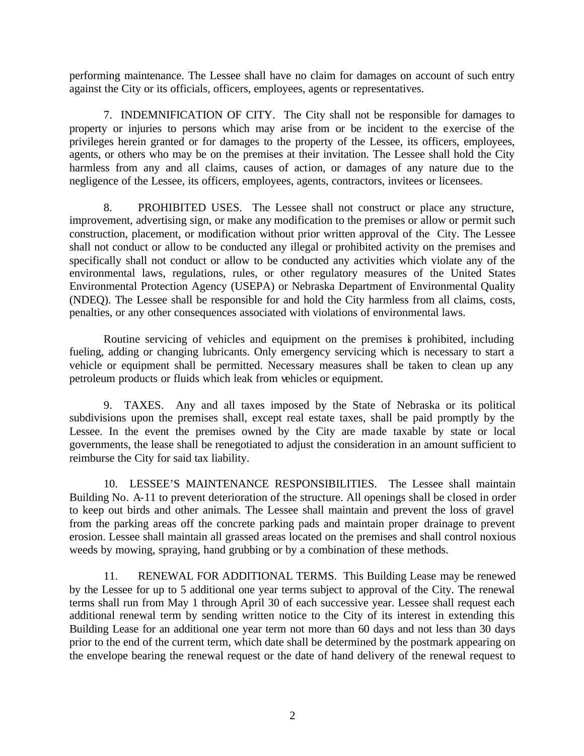performing maintenance. The Lessee shall have no claim for damages on account of such entry against the City or its officials, officers, employees, agents or representatives.

7. INDEMNIFICATION OF CITY. The City shall not be responsible for damages to property or injuries to persons which may arise from or be incident to the exercise of the privileges herein granted or for damages to the property of the Lessee, its officers, employees, agents, or others who may be on the premises at their invitation. The Lessee shall hold the City harmless from any and all claims, causes of action, or damages of any nature due to the negligence of the Lessee, its officers, employees, agents, contractors, invitees or licensees.

8. PROHIBITED USES. The Lessee shall not construct or place any structure, improvement, advertising sign, or make any modification to the premises or allow or permit such construction, placement, or modification without prior written approval of the City. The Lessee shall not conduct or allow to be conducted any illegal or prohibited activity on the premises and specifically shall not conduct or allow to be conducted any activities which violate any of the environmental laws, regulations, rules, or other regulatory measures of the United States Environmental Protection Agency (USEPA) or Nebraska Department of Environmental Quality (NDEQ). The Lessee shall be responsible for and hold the City harmless from all claims, costs, penalties, or any other consequences associated with violations of environmental laws.

Routine servicing of vehicles and equipment on the premises is prohibited, including fueling, adding or changing lubricants. Only emergency servicing which is necessary to start a vehicle or equipment shall be permitted. Necessary measures shall be taken to clean up any petroleum products or fluids which leak from vehicles or equipment.

9. TAXES. Any and all taxes imposed by the State of Nebraska or its political subdivisions upon the premises shall, except real estate taxes, shall be paid promptly by the Lessee. In the event the premises owned by the City are made taxable by state or local governments, the lease shall be renegotiated to adjust the consideration in an amount sufficient to reimburse the City for said tax liability.

10. LESSEE'S MAINTENANCE RESPONSIBILITIES. The Lessee shall maintain Building No. A-11 to prevent deterioration of the structure. All openings shall be closed in order to keep out birds and other animals. The Lessee shall maintain and prevent the loss of gravel from the parking areas off the concrete parking pads and maintain proper drainage to prevent erosion. Lessee shall maintain all grassed areas located on the premises and shall control noxious weeds by mowing, spraying, hand grubbing or by a combination of these methods.

11. RENEWAL FOR ADDITIONAL TERMS. This Building Lease may be renewed by the Lessee for up to 5 additional one year terms subject to approval of the City. The renewal terms shall run from May 1 through April 30 of each successive year. Lessee shall request each additional renewal term by sending written notice to the City of its interest in extending this Building Lease for an additional one year term not more than 60 days and not less than 30 days prior to the end of the current term, which date shall be determined by the postmark appearing on the envelope bearing the renewal request or the date of hand delivery of the renewal request to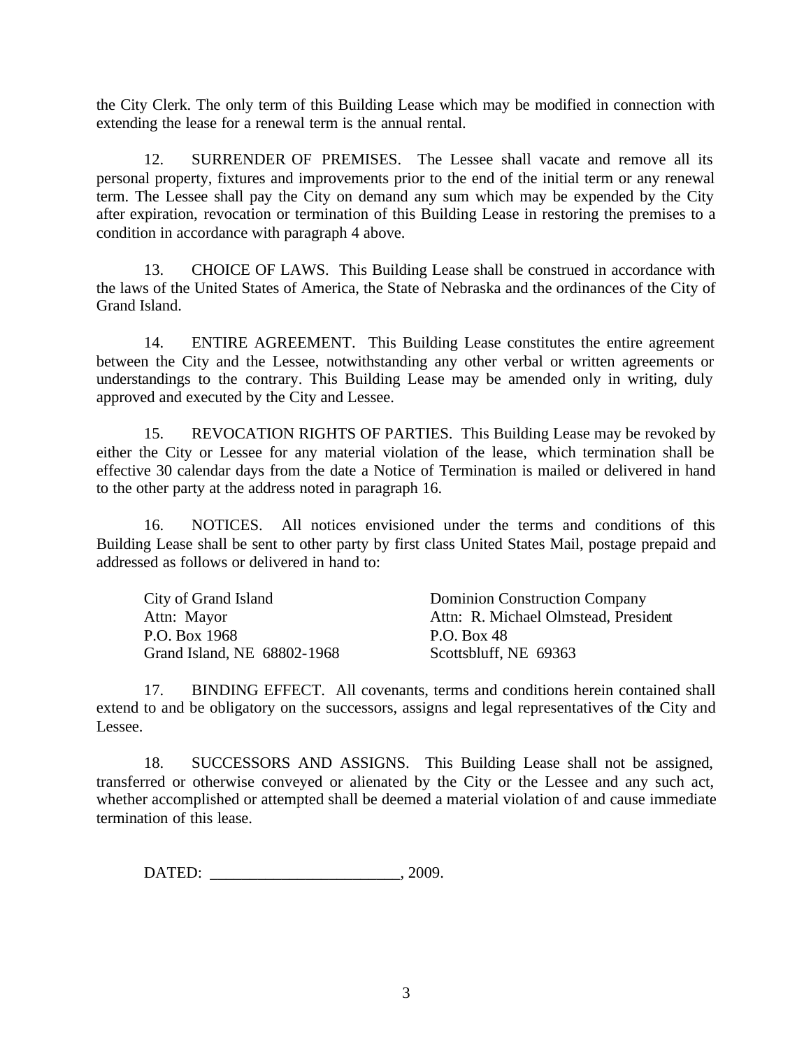the City Clerk. The only term of this Building Lease which may be modified in connection with extending the lease for a renewal term is the annual rental.

12. SURRENDER OF PREMISES. The Lessee shall vacate and remove all its personal property, fixtures and improvements prior to the end of the initial term or any renewal term. The Lessee shall pay the City on demand any sum which may be expended by the City after expiration, revocation or termination of this Building Lease in restoring the premises to a condition in accordance with paragraph 4 above.

13. CHOICE OF LAWS. This Building Lease shall be construed in accordance with the laws of the United States of America, the State of Nebraska and the ordinances of the City of Grand Island.

14. ENTIRE AGREEMENT. This Building Lease constitutes the entire agreement between the City and the Lessee, notwithstanding any other verbal or written agreements or understandings to the contrary. This Building Lease may be amended only in writing, duly approved and executed by the City and Lessee.

15. REVOCATION RIGHTS OF PARTIES. This Building Lease may be revoked by either the City or Lessee for any material violation of the lease, which termination shall be effective 30 calendar days from the date a Notice of Termination is mailed or delivered in hand to the other party at the address noted in paragraph 16.

16. NOTICES. All notices envisioned under the terms and conditions of this Building Lease shall be sent to other party by first class United States Mail, postage prepaid and addressed as follows or delivered in hand to:

City of Grand Island
Attn: Mayor
P.O. Box 1968
Grand Island, NE 68802-1968

Dominion Construction Company
Attn: R. Michael Olmstead, President
P.O. Box 48
Scottsbluff, NE 69363

17. BINDING EFFECT. All covenants, terms and conditions herein contained shall extend to and be obligatory on the successors, assigns and legal representatives of the City and Lessee.

18. SUCCESSORS AND ASSIGNS. This Building Lease shall not be assigned, transferred or otherwise conveyed or alienated by the City or the Lessee and any such act, whether accomplished or attempted shall be deemed a material violation of and cause immediate termination of this lease.

DATED: ________________________, 2009.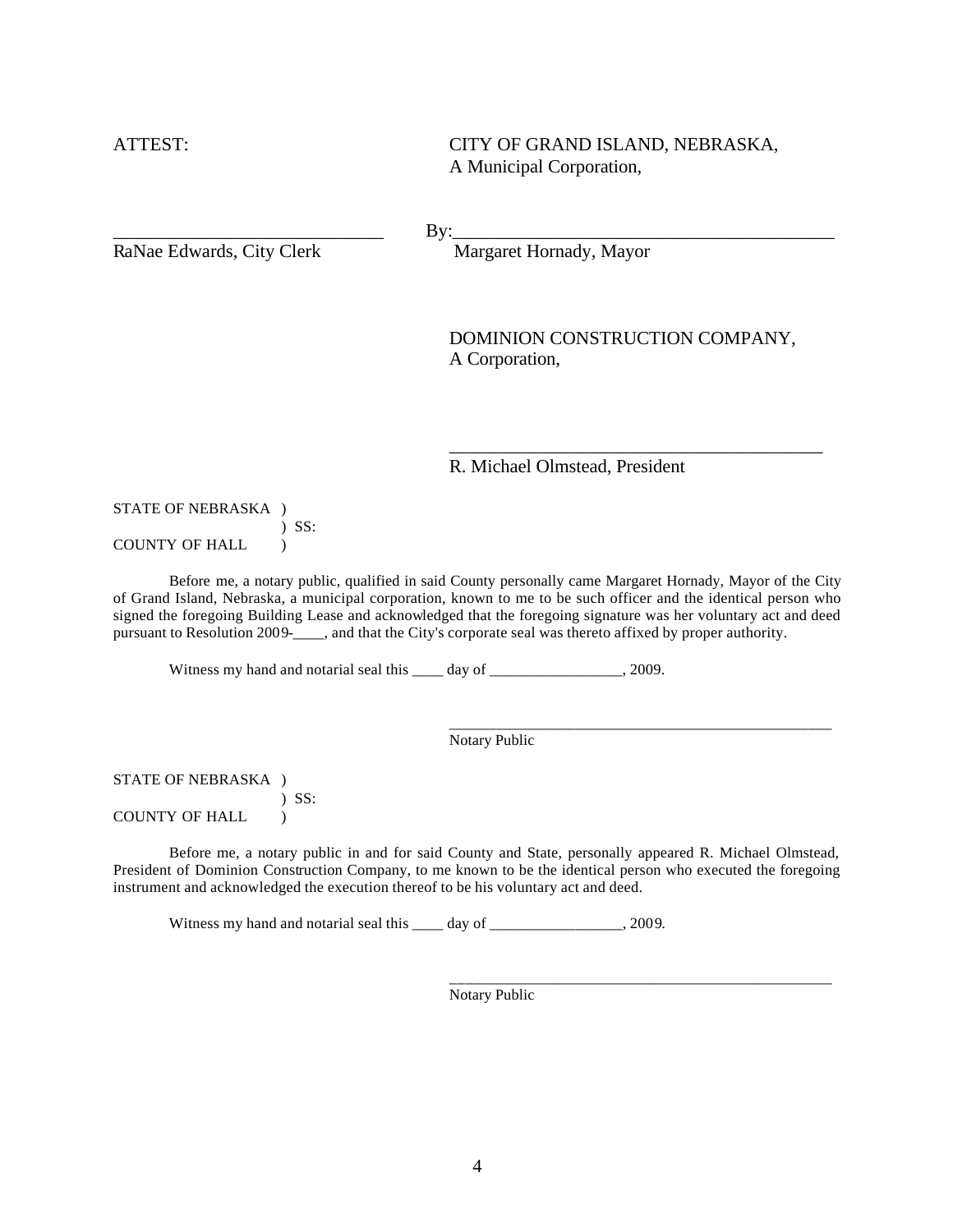ATTEST: CITY OF GRAND ISLAND, NEBRASKA,
A Municipal Corporation,

_____________________________ By:__________________________________________

RaNae Edwards, City Clerk Margaret Hornady, Mayor

DOMINION CONSTRUCTION COMPANY,
A Corporation,

__________________________________________

R. Michael Olmstead, President

STATE OF NEBRASKA )
) SS:
COUNTY OF HALL )

Before me, a notary public, qualified in said County personally came Margaret Hornady, Mayor of the City of Grand Island, Nebraska, a municipal corporation, known to me to be such officer and the identical person who signed the foregoing Building Lease and acknowledged that the foregoing signature was her voluntary act and deed pursuant to Resolution 2009-____, and that the City's corporate seal was thereto affixed by proper authority.

Witness my hand and notarial seal this ____ day of _________________, 2009.

__________________________________________________

Notary Public

STATE OF NEBRASKA )
) SS:
COUNTY OF HALL )

Before me, a notary public in and for said County and State, personally appeared R. Michael Olmstead, President of Dominion Construction Company, to me known to be the identical person who executed the foregoing instrument and acknowledged the execution thereof to be his voluntary act and deed.

Witness my hand and notarial seal this ____ day of _________________, 2009.

__________________________________________________

Notary Public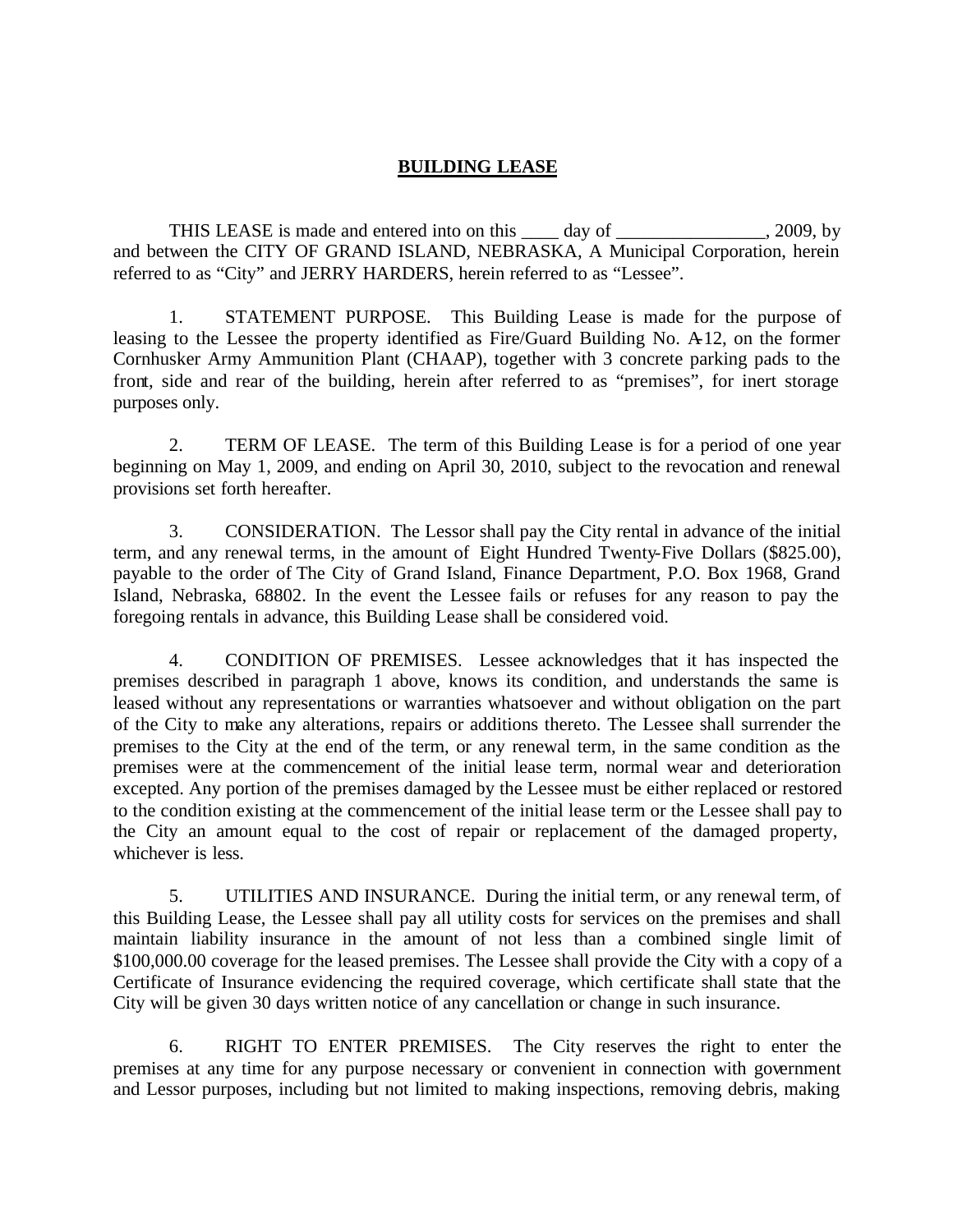# BUILDING LEASE

THIS LEASE is made and entered into on this ____ day of ________________, 2009, by and between the CITY OF GRAND ISLAND, NEBRASKA, A Municipal Corporation, herein referred to as "City" and JERRY HARDERS, herein referred to as "Lessee".

1. STATEMENT PURPOSE. This Building Lease is made for the purpose of leasing to the Lessee the property identified as Fire/Guard Building No. A-12, on the former Cornhusker Army Ammunition Plant (CHAAP), together with 3 concrete parking pads to the front, side and rear of the building, herein after referred to as "premises", for inert storage purposes only.

2. TERM OF LEASE. The term of this Building Lease is for a period of one year beginning on May 1, 2009, and ending on April 30, 2010, subject to the revocation and renewal provisions set forth hereafter.

3. CONSIDERATION. The Lessor shall pay the City rental in advance of the initial term, and any renewal terms, in the amount of Eight Hundred Twenty-Five Dollars ($825.00), payable to the order of The City of Grand Island, Finance Department, P.O. Box 1968, Grand Island, Nebraska, 68802. In the event the Lessee fails or refuses for any reason to pay the foregoing rentals in advance, this Building Lease shall be considered void.

4. CONDITION OF PREMISES. Lessee acknowledges that it has inspected the premises described in paragraph 1 above, knows its condition, and understands the same is leased without any representations or warranties whatsoever and without obligation on the part of the City to make any alterations, repairs or additions thereto. The Lessee shall surrender the premises to the City at the end of the term, or any renewal term, in the same condition as the premises were at the commencement of the initial lease term, normal wear and deterioration excepted. Any portion of the premises damaged by the Lessee must be either replaced or restored to the condition existing at the commencement of the initial lease term or the Lessee shall pay to the City an amount equal to the cost of repair or replacement of the damaged property, whichever is less.

5. UTILITIES AND INSURANCE. During the initial term, or any renewal term, of this Building Lease, the Lessee shall pay all utility costs for services on the premises and shall maintain liability insurance in the amount of not less than a combined single limit of $100,000.00 coverage for the leased premises. The Lessee shall provide the City with a copy of a Certificate of Insurance evidencing the required coverage, which certificate shall state that the City will be given 30 days written notice of any cancellation or change in such insurance.

6. RIGHT TO ENTER PREMISES. The City reserves the right to enter the premises at any time for any purpose necessary or convenient in connection with government and Lessor purposes, including but not limited to making inspections, removing debris, making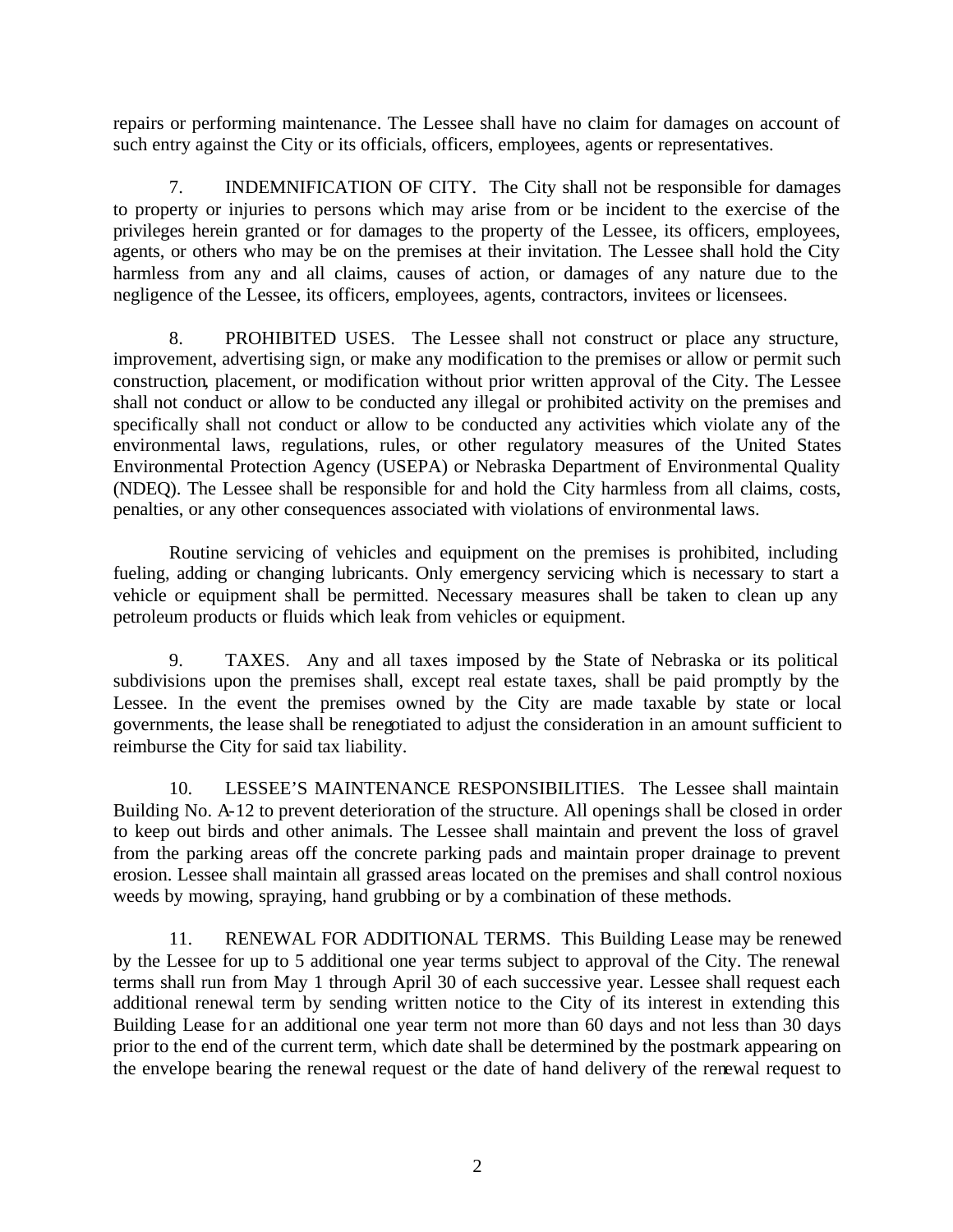repairs or performing maintenance. The Lessee shall have no claim for damages on account of such entry against the City or its officials, officers, employees, agents or representatives.

7. INDEMNIFICATION OF CITY. The City shall not be responsible for damages to property or injuries to persons which may arise from or be incident to the exercise of the privileges herein granted or for damages to the property of the Lessee, its officers, employees, agents, or others who may be on the premises at their invitation. The Lessee shall hold the City harmless from any and all claims, causes of action, or damages of any nature due to the negligence of the Lessee, its officers, employees, agents, contractors, invitees or licensees.

8. PROHIBITED USES. The Lessee shall not construct or place any structure, improvement, advertising sign, or make any modification to the premises or allow or permit such construction, placement, or modification without prior written approval of the City. The Lessee shall not conduct or allow to be conducted any illegal or prohibited activity on the premises and specifically shall not conduct or allow to be conducted any activities which violate any of the environmental laws, regulations, rules, or other regulatory measures of the United States Environmental Protection Agency (USEPA) or Nebraska Department of Environmental Quality (NDEQ). The Lessee shall be responsible for and hold the City harmless from all claims, costs, penalties, or any other consequences associated with violations of environmental laws.

Routine servicing of vehicles and equipment on the premises is prohibited, including fueling, adding or changing lubricants. Only emergency servicing which is necessary to start a vehicle or equipment shall be permitted. Necessary measures shall be taken to clean up any petroleum products or fluids which leak from vehicles or equipment.

9. TAXES. Any and all taxes imposed by the State of Nebraska or its political subdivisions upon the premises shall, except real estate taxes, shall be paid promptly by the Lessee. In the event the premises owned by the City are made taxable by state or local governments, the lease shall be renegotiated to adjust the consideration in an amount sufficient to reimburse the City for said tax liability.

10. LESSEE'S MAINTENANCE RESPONSIBILITIES. The Lessee shall maintain Building No. A-12 to prevent deterioration of the structure. All openings shall be closed in order to keep out birds and other animals. The Lessee shall maintain and prevent the loss of gravel from the parking areas off the concrete parking pads and maintain proper drainage to prevent erosion. Lessee shall maintain all grassed areas located on the premises and shall control noxious weeds by mowing, spraying, hand grubbing or by a combination of these methods.

11. RENEWAL FOR ADDITIONAL TERMS. This Building Lease may be renewed by the Lessee for up to 5 additional one year terms subject to approval of the City. The renewal terms shall run from May 1 through April 30 of each successive year. Lessee shall request each additional renewal term by sending written notice to the City of its interest in extending this Building Lease for an additional one year term not more than 60 days and not less than 30 days prior to the end of the current term, which date shall be determined by the postmark appearing on the envelope bearing the renewal request or the date of hand delivery of the renewal request to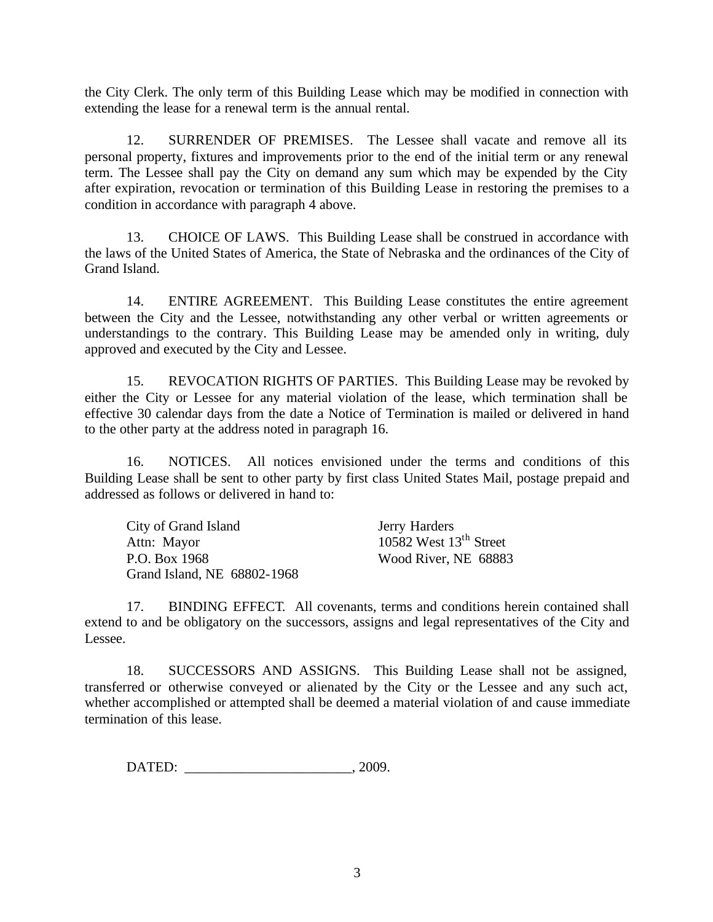the City Clerk. The only term of this Building Lease which may be modified in connection with extending the lease for a renewal term is the annual rental.

12. SURRENDER OF PREMISES. The Lessee shall vacate and remove all its personal property, fixtures and improvements prior to the end of the initial term or any renewal term. The Lessee shall pay the City on demand any sum which may be expended by the City after expiration, revocation or termination of this Building Lease in restoring the premises to a condition in accordance with paragraph 4 above.

13. CHOICE OF LAWS. This Building Lease shall be construed in accordance with the laws of the United States of America, the State of Nebraska and the ordinances of the City of Grand Island.

14. ENTIRE AGREEMENT. This Building Lease constitutes the entire agreement between the City and the Lessee, notwithstanding any other verbal or written agreements or understandings to the contrary. This Building Lease may be amended only in writing, duly approved and executed by the City and Lessee.

15. REVOCATION RIGHTS OF PARTIES. This Building Lease may be revoked by either the City or Lessee for any material violation of the lease, which termination shall be effective 30 calendar days from the date a Notice of Termination is mailed or delivered in hand to the other party at the address noted in paragraph 16.

16. NOTICES. All notices envisioned under the terms and conditions of this Building Lease shall be sent to other party by first class United States Mail, postage prepaid and addressed as follows or delivered in hand to:

City of Grand Island
Attn: Mayor
P.O. Box 1968
Grand Island, NE 68802-1968

Jerry Harders
10582 West 13th Street
Wood River, NE 68883

17. BINDING EFFECT. All covenants, terms and conditions herein contained shall extend to and be obligatory on the successors, assigns and legal representatives of the City and Lessee.

18. SUCCESSORS AND ASSIGNS. This Building Lease shall not be assigned, transferred or otherwise conveyed or alienated by the City or the Lessee and any such act, whether accomplished or attempted shall be deemed a material violation of and cause immediate termination of this lease.

DATED: ________________________, 2009.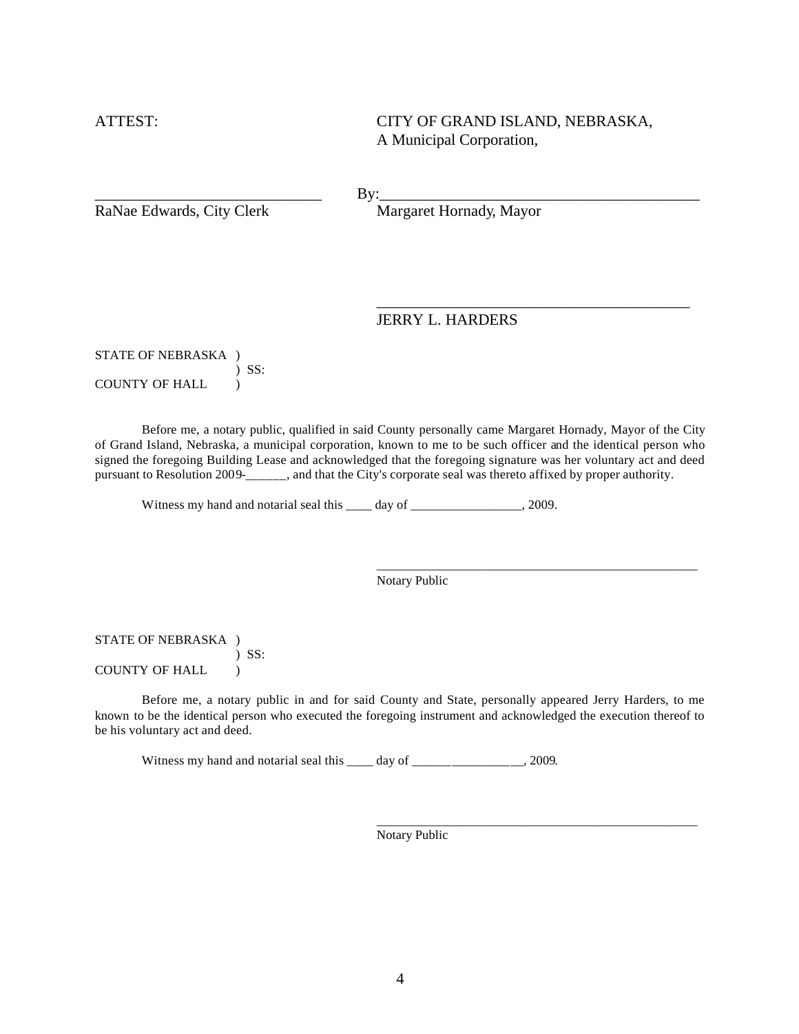ATTEST: CITY OF GRAND ISLAND, NEBRASKA,
A Municipal Corporation,

______________________________ By:__________________________________________

RaNae Edwards, City Clerk Margaret Hornady, Mayor

__________________________________________

JERRY L. HARDERS

STATE OF NEBRASKA )
) SS:
COUNTY OF HALL )

Before me, a notary public, qualified in said County personally came Margaret Hornady, Mayor of the City of Grand Island, Nebraska, a municipal corporation, known to me to be such officer and the identical person who signed the foregoing Building Lease and acknowledged that the foregoing signature was her voluntary act and deed pursuant to Resolution 2009-______, and that the City's corporate seal was thereto affixed by proper authority.

Witness my hand and notarial seal this ____ day of _________________, 2009.

__________________________________________________

Notary Public

STATE OF NEBRASKA )
) SS:
COUNTY OF HALL )

Before me, a notary public in and for said County and State, personally appeared Jerry Harders, to me known to be the identical person who executed the foregoing instrument and acknowledged the execution thereof to be his voluntary act and deed.

Witness my hand and notarial seal this ____ day of _________________, 2009.

__________________________________________________

Notary Public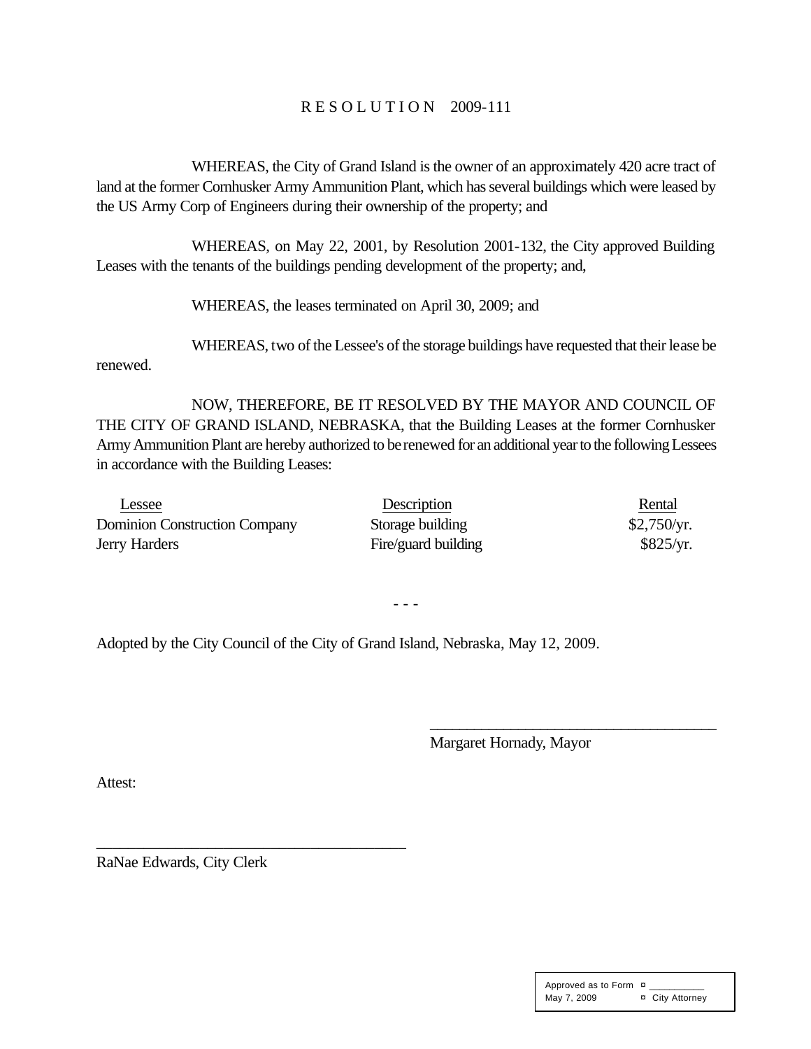# RESOLUTION 2009-111

WHEREAS, the City of Grand Island is the owner of an approximately 420 acre tract of land at the former Cornhusker Army Ammunition Plant, which has several buildings which were leased by the US Army Corp of Engineers during their ownership of the property; and

WHEREAS, on May 22, 2001, by Resolution 2001-132, the City approved Building Leases with the tenants of the buildings pending development of the property; and,

WHEREAS, the leases terminated on April 30, 2009; and

WHEREAS, two of the Lessee's of the storage buildings have requested that their lease be renewed.

NOW, THEREFORE, BE IT RESOLVED BY THE MAYOR AND COUNCIL OF THE CITY OF GRAND ISLAND, NEBRASKA, that the Building Leases at the former Cornhusker Army Ammunition Plant are hereby authorized to be renewed for an additional year to the following Lessees in accordance with the Building Leases:

| Lessee | Description | Rental |
|---|---|---|
| Dominion Construction Company | Storage building | $2,750/yr. |
| Jerry Harders | Fire/guard building | $825/yr. |

- - -

Adopted by the City Council of the City of Grand Island, Nebraska, May 12, 2009.

_____________________________________
Margaret Hornady, Mayor

Attest:

_____________________________________
RaNae Edwards, City Clerk

Approved as to Form ¤ __________
May 7, 2009 ¤ City Attorney